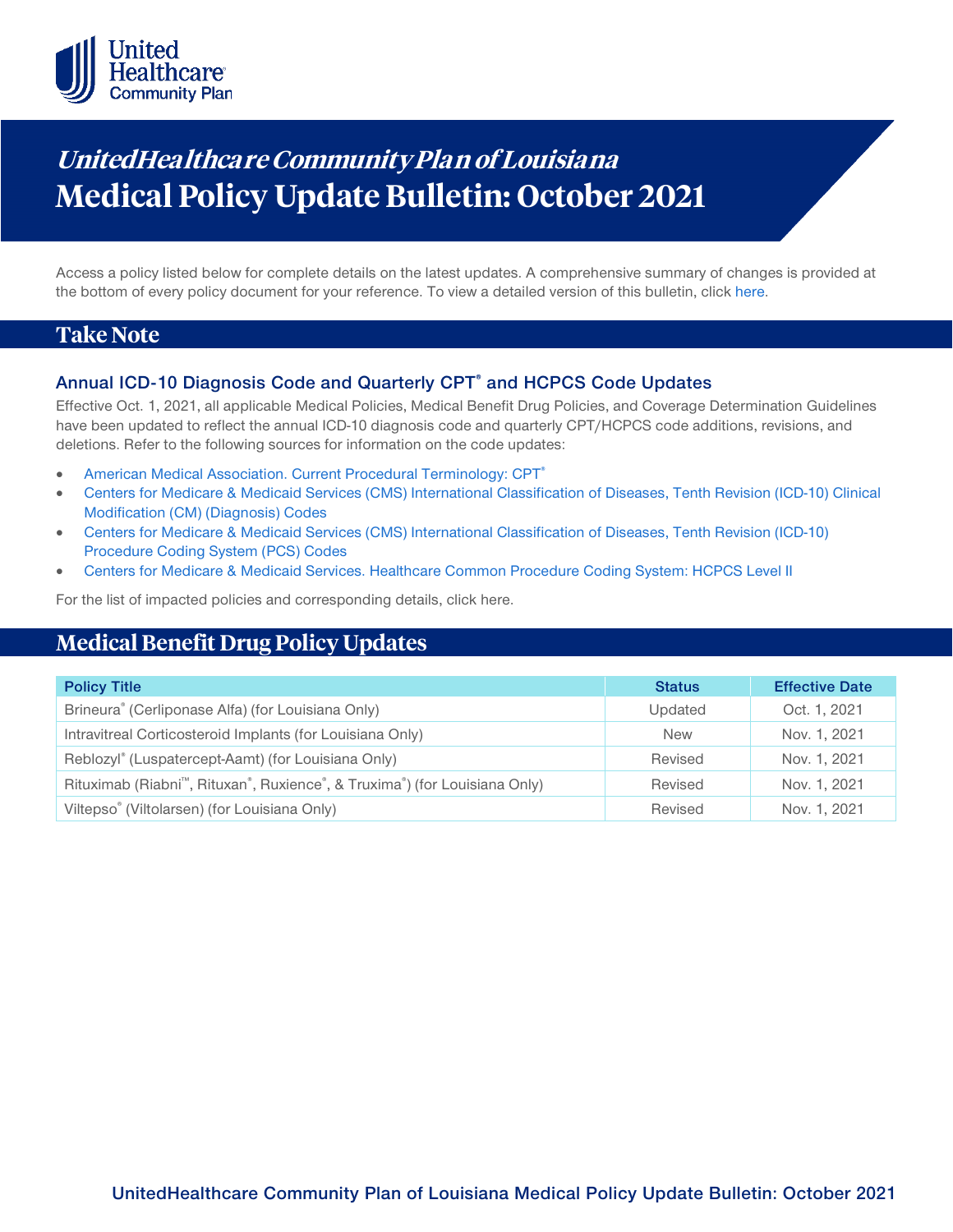# *UnitedHealthcare Community Plan of Louisiana*
# Medical Policy Update Bulletin: October 2021

Access a policy listed below for complete details on the latest updates. A comprehensive summary of changes is provided at the bottom of every policy document for your reference. To view a detailed version of this bulletin, click here.

## Take Note

### Annual ICD-10 Diagnosis Code and Quarterly CPT® and HCPCS Code Updates

Effective Oct. 1, 2021, all applicable Medical Policies, Medical Benefit Drug Policies, and Coverage Determination Guidelines have been updated to reflect the annual ICD-10 diagnosis code and quarterly CPT/HCPCS code additions, revisions, and deletions. Refer to the following sources for information on the code updates:

- American Medical Association. Current Procedural Terminology: CPT®
- Centers for Medicare & Medicaid Services (CMS) International Classification of Diseases, Tenth Revision (ICD-10) Clinical Modification (CM) (Diagnosis) Codes
- Centers for Medicare & Medicaid Services (CMS) International Classification of Diseases, Tenth Revision (ICD-10) Procedure Coding System (PCS) Codes
- Centers for Medicare & Medicaid Services. Healthcare Common Procedure Coding System: HCPCS Level II

For the list of impacted policies and corresponding details, click here.

## Medical Benefit Drug Policy Updates

| Policy Title | Status | Effective Date |
|---|---|---|
| Brineura® (Cerliponase Alfa) (for Louisiana Only) | Updated | Oct. 1, 2021 |
| Intravitreal Corticosteroid Implants (for Louisiana Only) | New | Nov. 1, 2021 |
| Reblozyl® (Luspatercept-Aamt) (for Louisiana Only) | Revised | Nov. 1, 2021 |
| Rituximab (Riabni™, Rituxan®, Ruxience®, & Truxima®) (for Louisiana Only) | Revised | Nov. 1, 2021 |
| Viltepso® (Viltolarsen) (for Louisiana Only) | Revised | Nov. 1, 2021 |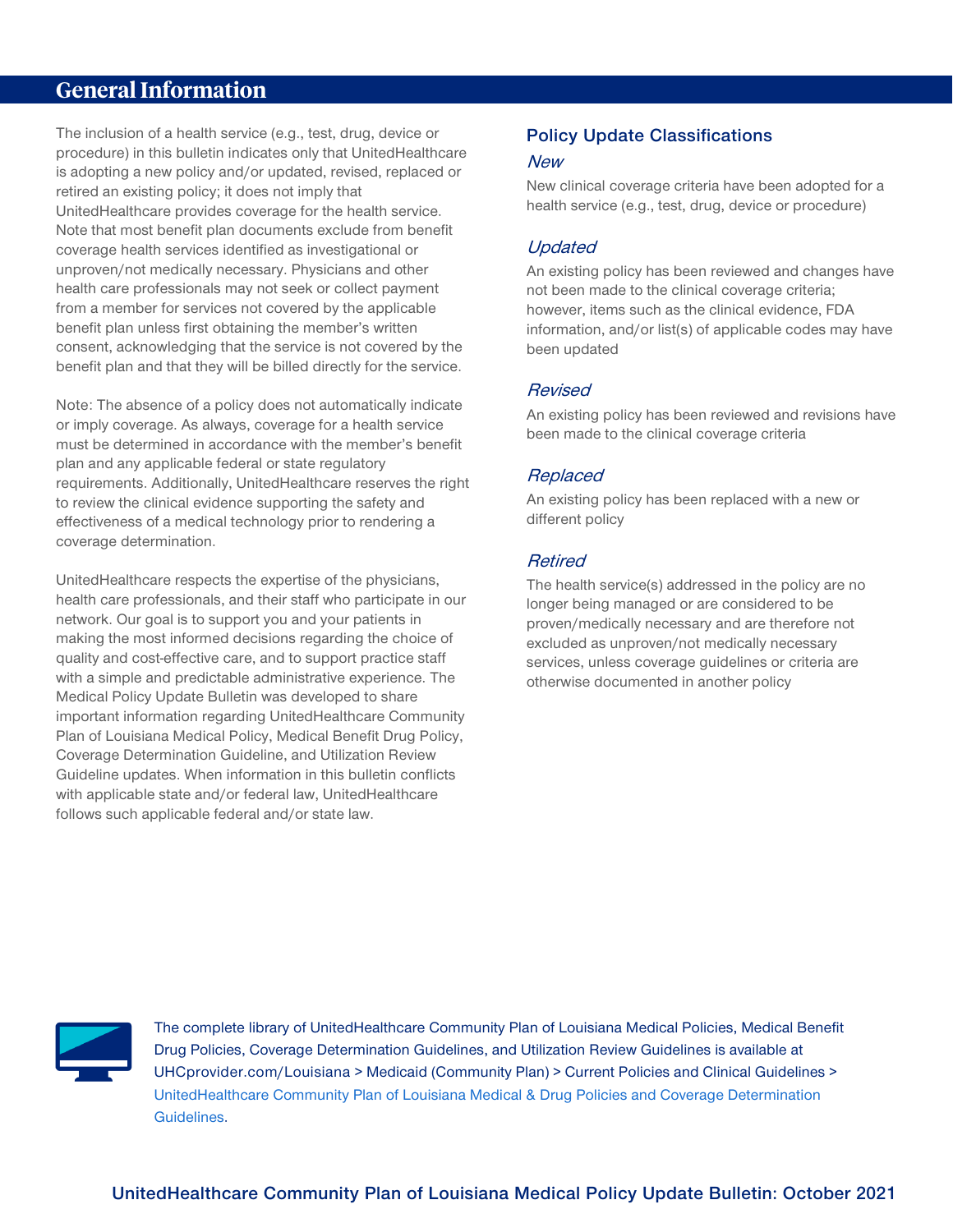# General Information

The inclusion of a health service (e.g., test, drug, device or procedure) in this bulletin indicates only that UnitedHealthcare is adopting a new policy and/or updated, revised, replaced or retired an existing policy; it does not imply that UnitedHealthcare provides coverage for the health service. Note that most benefit plan documents exclude from benefit coverage health services identified as investigational or unproven/not medically necessary. Physicians and other health care professionals may not seek or collect payment from a member for services not covered by the applicable benefit plan unless first obtaining the member's written consent, acknowledging that the service is not covered by the benefit plan and that they will be billed directly for the service.

Note: The absence of a policy does not automatically indicate or imply coverage. As always, coverage for a health service must be determined in accordance with the member's benefit plan and any applicable federal or state regulatory requirements. Additionally, UnitedHealthcare reserves the right to review the clinical evidence supporting the safety and effectiveness of a medical technology prior to rendering a coverage determination.

UnitedHealthcare respects the expertise of the physicians, health care professionals, and their staff who participate in our network. Our goal is to support you and your patients in making the most informed decisions regarding the choice of quality and cost-effective care, and to support practice staff with a simple and predictable administrative experience. The Medical Policy Update Bulletin was developed to share important information regarding UnitedHealthcare Community Plan of Louisiana Medical Policy, Medical Benefit Drug Policy, Coverage Determination Guideline, and Utilization Review Guideline updates. When information in this bulletin conflicts with applicable state and/or federal law, UnitedHealthcare follows such applicable federal and/or state law.

## Policy Update Classifications

### *New*

New clinical coverage criteria have been adopted for a health service (e.g., test, drug, device or procedure)

### *Updated*

An existing policy has been reviewed and changes have not been made to the clinical coverage criteria; however, items such as the clinical evidence, FDA information, and/or list(s) of applicable codes may have been updated

### *Revised*

An existing policy has been reviewed and revisions have been made to the clinical coverage criteria

### *Replaced*

An existing policy has been replaced with a new or different policy

### *Retired*

The health service(s) addressed in the policy are no longer being managed or are considered to be proven/medically necessary and are therefore not excluded as unproven/not medically necessary services, unless coverage guidelines or criteria are otherwise documented in another policy

The complete library of UnitedHealthcare Community Plan of Louisiana Medical Policies, Medical Benefit Drug Policies, Coverage Determination Guidelines, and Utilization Review Guidelines is available at UHCprovider.com/Louisiana > Medicaid (Community Plan) > Current Policies and Clinical Guidelines > UnitedHealthcare Community Plan of Louisiana Medical & Drug Policies and Coverage Determination Guidelines.